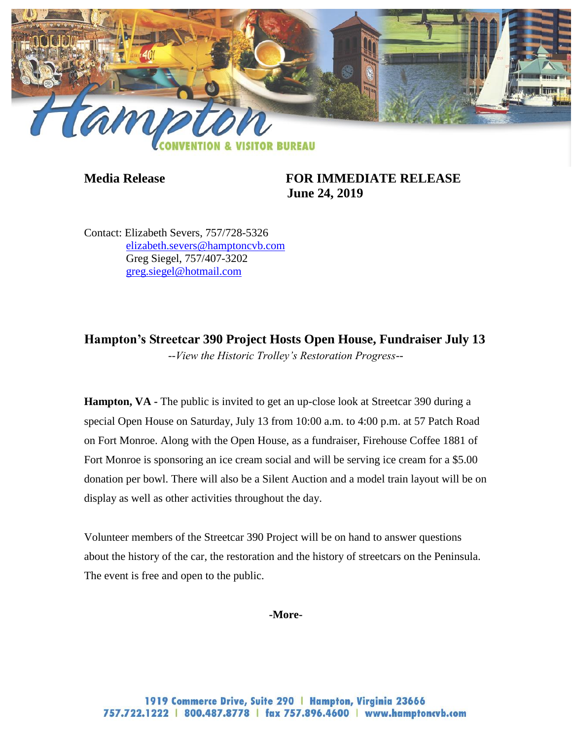**Media Release** **FOR IMMEDIATE RELEASE**
**June 24, 2019**

Contact: Elizabeth Severs, 757/728-5326
elizabeth.severs@hamptoncvb.com
Greg Siegel, 757/407-3202
greg.siegel@hotmail.com

## Hampton's Streetcar 390 Project Hosts Open House, Fundraiser July 13

*--View the Historic Trolley's Restoration Progress--*

**Hampton, VA -** The public is invited to get an up-close look at Streetcar 390 during a special Open House on Saturday, July 13 from 10:00 a.m. to 4:00 p.m. at 57 Patch Road on Fort Monroe. Along with the Open House, as a fundraiser, Firehouse Coffee 1881 of Fort Monroe is sponsoring an ice cream social and will be serving ice cream for a $5.00 donation per bowl. There will also be a Silent Auction and a model train layout will be on display as well as other activities throughout the day.

Volunteer members of the Streetcar 390 Project will be on hand to answer questions about the history of the car, the restoration and the history of streetcars on the Peninsula. The event is free and open to the public.

**-More-**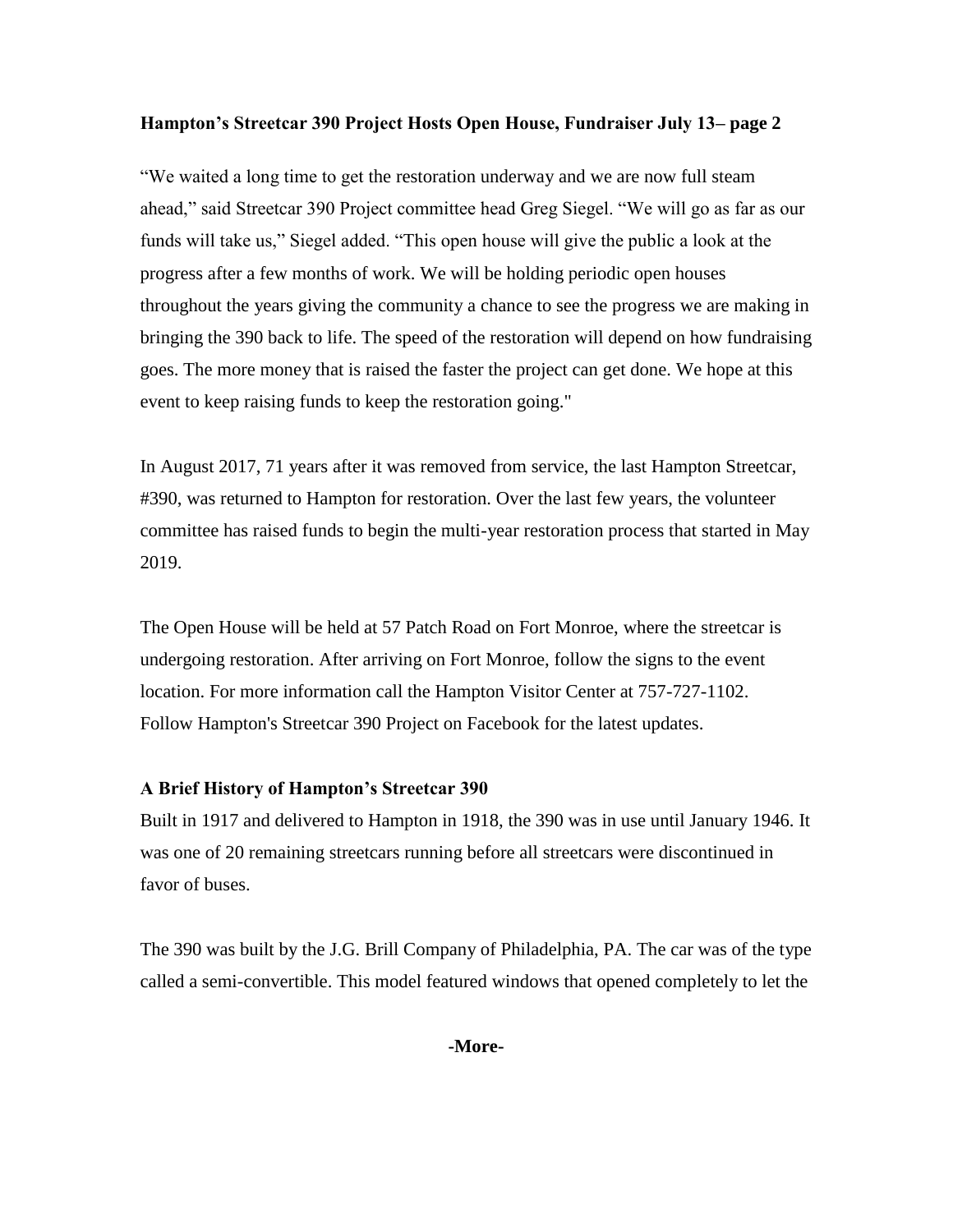**Hampton's Streetcar 390 Project Hosts Open House, Fundraiser July 13– page 2**

"We waited a long time to get the restoration underway and we are now full steam ahead," said Streetcar 390 Project committee head Greg Siegel. "We will go as far as our funds will take us," Siegel added. "This open house will give the public a look at the progress after a few months of work. We will be holding periodic open houses throughout the years giving the community a chance to see the progress we are making in bringing the 390 back to life. The speed of the restoration will depend on how fundraising goes. The more money that is raised the faster the project can get done. We hope at this event to keep raising funds to keep the restoration going."

In August 2017, 71 years after it was removed from service, the last Hampton Streetcar, #390, was returned to Hampton for restoration. Over the last few years, the volunteer committee has raised funds to begin the multi-year restoration process that started in May 2019.

The Open House will be held at 57 Patch Road on Fort Monroe, where the streetcar is undergoing restoration. After arriving on Fort Monroe, follow the signs to the event location. For more information call the Hampton Visitor Center at 757-727-1102. Follow Hampton's Streetcar 390 Project on Facebook for the latest updates.

**A Brief History of Hampton's Streetcar 390**

Built in 1917 and delivered to Hampton in 1918, the 390 was in use until January 1946. It was one of 20 remaining streetcars running before all streetcars were discontinued in favor of buses.

The 390 was built by the J.G. Brill Company of Philadelphia, PA. The car was of the type called a semi-convertible. This model featured windows that opened completely to let the

**-More-**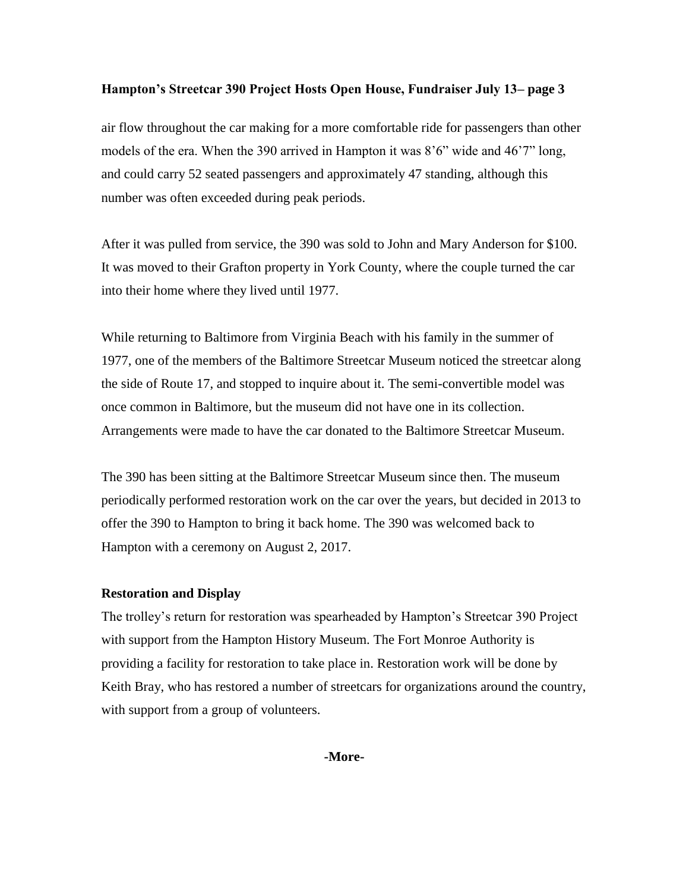air flow throughout the car making for a more comfortable ride for passengers than other models of the era. When the 390 arrived in Hampton it was 8’6” wide and 46’7” long, and could carry 52 seated passengers and approximately 47 standing, although this number was often exceeded during peak periods.

After it was pulled from service, the 390 was sold to John and Mary Anderson for $100. It was moved to their Grafton property in York County, where the couple turned the car into their home where they lived until 1977.

While returning to Baltimore from Virginia Beach with his family in the summer of 1977, one of the members of the Baltimore Streetcar Museum noticed the streetcar along the side of Route 17, and stopped to inquire about it. The semi-convertible model was once common in Baltimore, but the museum did not have one in its collection. Arrangements were made to have the car donated to the Baltimore Streetcar Museum.

The 390 has been sitting at the Baltimore Streetcar Museum since then. The museum periodically performed restoration work on the car over the years, but decided in 2013 to offer the 390 to Hampton to bring it back home. The 390 was welcomed back to Hampton with a ceremony on August 2, 2017.

**Restoration and Display**

The trolley’s return for restoration was spearheaded by Hampton’s Streetcar 390 Project with support from the Hampton History Museum. The Fort Monroe Authority is providing a facility for restoration to take place in. Restoration work will be done by Keith Bray, who has restored a number of streetcars for organizations around the country, with support from a group of volunteers.

**-More-**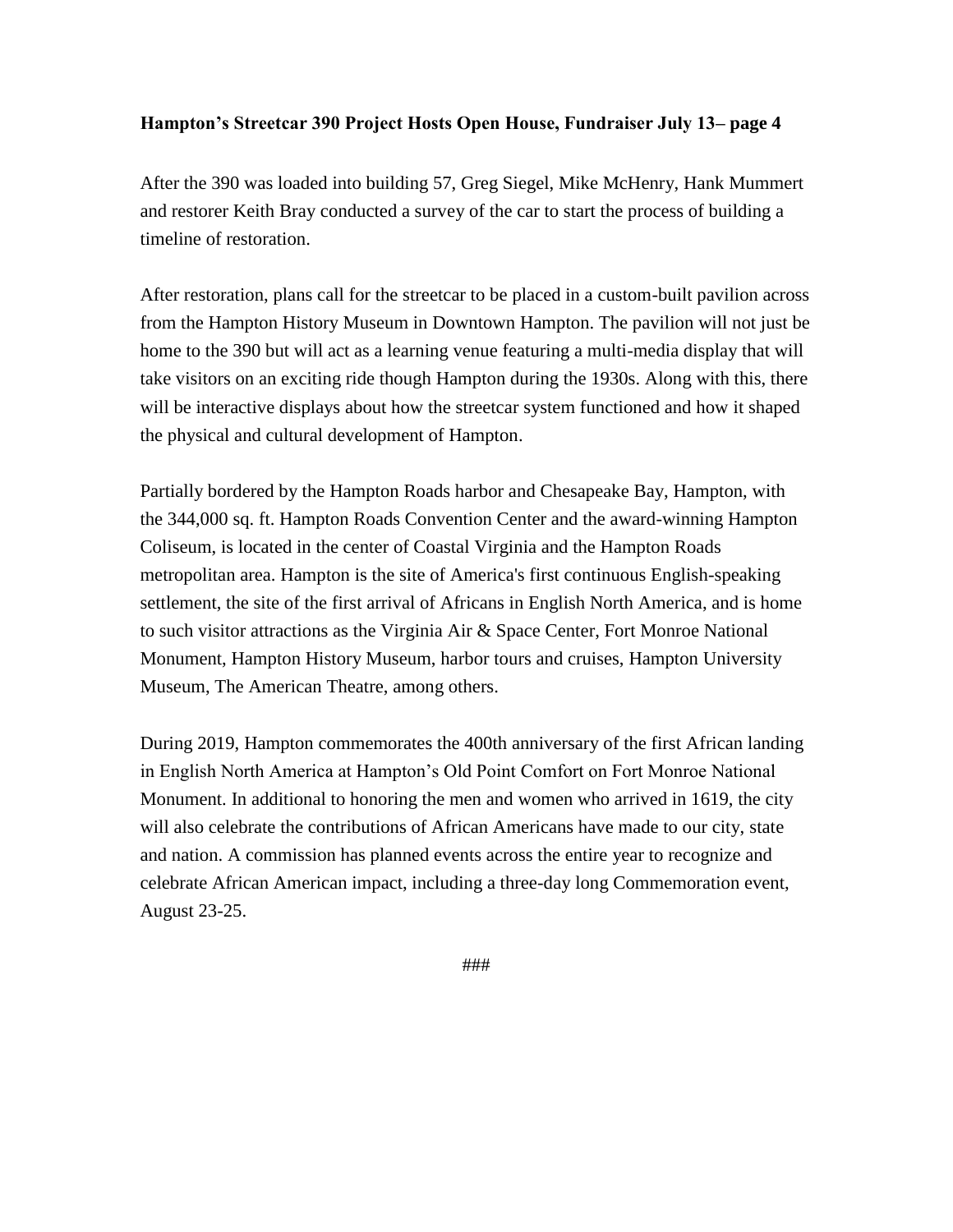**Hampton's Streetcar 390 Project Hosts Open House, Fundraiser July 13– page 4**

After the 390 was loaded into building 57, Greg Siegel, Mike McHenry, Hank Mummert and restorer Keith Bray conducted a survey of the car to start the process of building a timeline of restoration.

After restoration, plans call for the streetcar to be placed in a custom-built pavilion across from the Hampton History Museum in Downtown Hampton. The pavilion will not just be home to the 390 but will act as a learning venue featuring a multi-media display that will take visitors on an exciting ride though Hampton during the 1930s. Along with this, there will be interactive displays about how the streetcar system functioned and how it shaped the physical and cultural development of Hampton.

Partially bordered by the Hampton Roads harbor and Chesapeake Bay, Hampton, with the 344,000 sq. ft. Hampton Roads Convention Center and the award-winning Hampton Coliseum, is located in the center of Coastal Virginia and the Hampton Roads metropolitan area. Hampton is the site of America's first continuous English-speaking settlement, the site of the first arrival of Africans in English North America, and is home to such visitor attractions as the Virginia Air & Space Center, Fort Monroe National Monument, Hampton History Museum, harbor tours and cruises, Hampton University Museum, The American Theatre, among others.

During 2019, Hampton commemorates the 400th anniversary of the first African landing in English North America at Hampton's Old Point Comfort on Fort Monroe National Monument. In additional to honoring the men and women who arrived in 1619, the city will also celebrate the contributions of African Americans have made to our city, state and nation. A commission has planned events across the entire year to recognize and celebrate African American impact, including a three-day long Commemoration event, August 23-25.

###